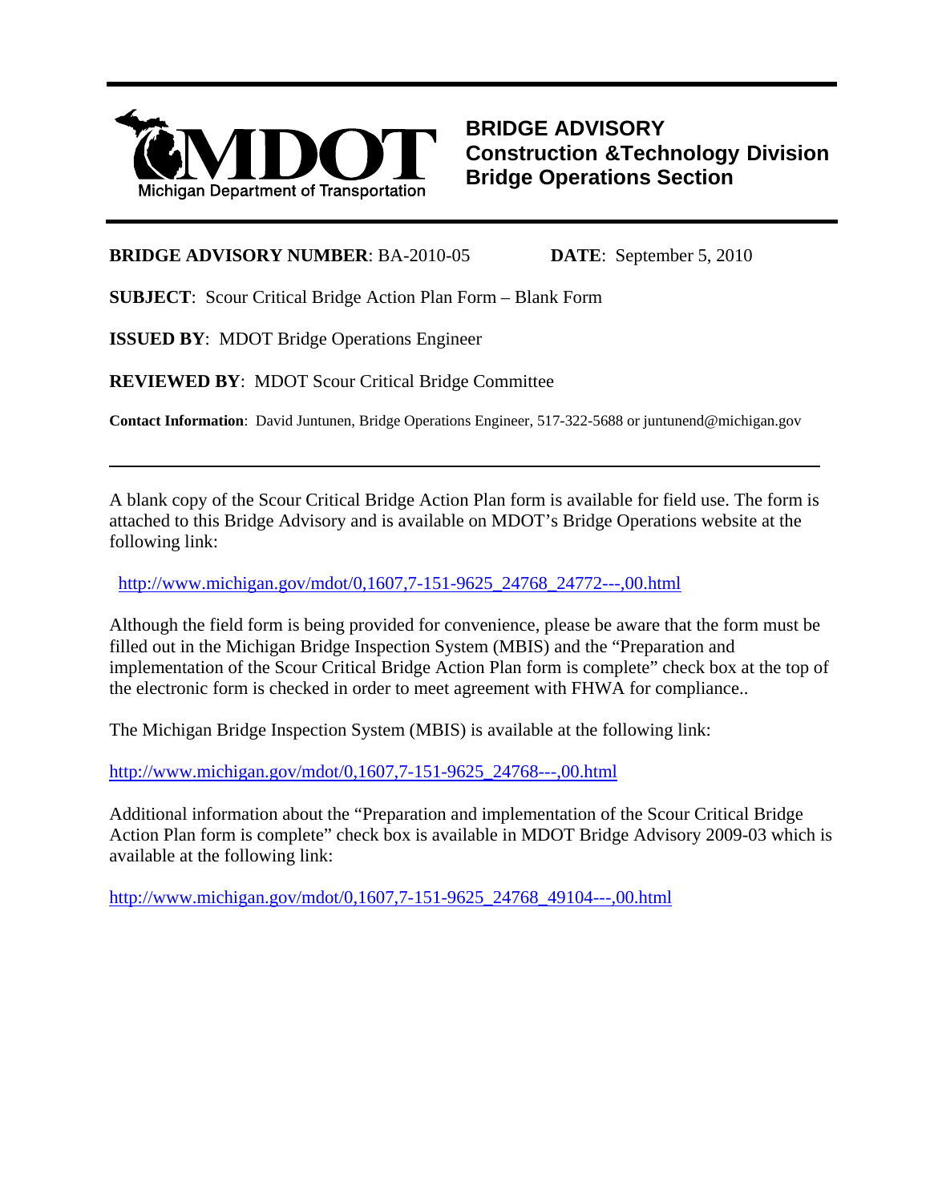MDOT
Michigan Department of Transportation

# BRIDGE ADVISORY
## Construction &Technology Division
## Bridge Operations Section

**BRIDGE ADVISORY NUMBER**: BA-2010-05 **DATE**: September 5, 2010

**SUBJECT**: Scour Critical Bridge Action Plan Form – Blank Form

**ISSUED BY**: MDOT Bridge Operations Engineer

**REVIEWED BY**: MDOT Scour Critical Bridge Committee

**Contact Information**: David Juntunen, Bridge Operations Engineer, 517-322-5688 or juntunend@michigan.gov

---

A blank copy of the Scour Critical Bridge Action Plan form is available for field use. The form is attached to this Bridge Advisory and is available on MDOT's Bridge Operations website at the following link:

http://www.michigan.gov/mdot/0,1607,7-151-9625_24768_24772---,00.html

Although the field form is being provided for convenience, please be aware that the form must be filled out in the Michigan Bridge Inspection System (MBIS) and the "Preparation and implementation of the Scour Critical Bridge Action Plan form is complete" check box at the top of the electronic form is checked in order to meet agreement with FHWA for compliance..

The Michigan Bridge Inspection System (MBIS) is available at the following link:

http://www.michigan.gov/mdot/0,1607,7-151-9625_24768---,00.html

Additional information about the "Preparation and implementation of the Scour Critical Bridge Action Plan form is complete" check box is available in MDOT Bridge Advisory 2009-03 which is available at the following link:

http://www.michigan.gov/mdot/0,1607,7-151-9625_24768_49104---,00.html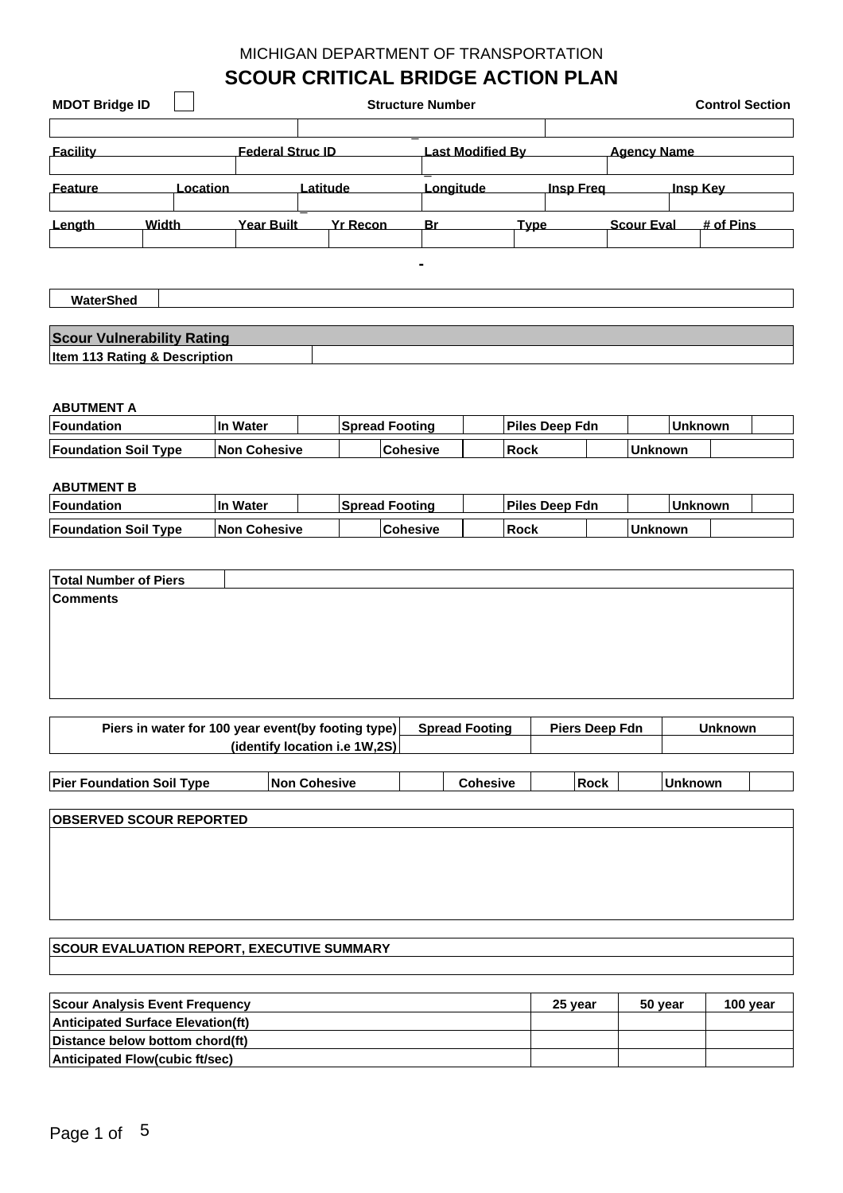MICHIGAN DEPARTMENT OF TRANSPORTATION

# SCOUR CRITICAL BRIDGE ACTION PLAN

| MDOT Bridge ID | Structure Number | Control Section |
|---|---|---|
| | | |

| Facility | Federal Struc ID | Last Modified By | Agency Name |
|---|---|---|---|
| | | | |

| Feature | Location | Latitude | Longitude | Insp Freq | Insp Key |
|---|---|---|---|---|---|
| | | | | | |

| Length | Width | Year Built | Yr Recon | Br | Type | Scour Eval | # of Pins |
|---|---|---|---|---|---|---|---|
| | | | | | | | |

-

| WaterShed | |
|---|---|

| Scour Vulnerability Rating | |
|---|---|
| Item 113 Rating & Description | |

**ABUTMENT A**

| Foundation | In Water | | Spread Footing | | Piles Deep Fdn | | Unknown | |
|---|---|---|---|---|---|---|---|---|
| Foundation Soil Type | Non Cohesive | | Cohesive | | Rock | | Unknown | |

**ABUTMENT B**

| Foundation | In Water | | Spread Footing | | Piles Deep Fdn | | Unknown | |
|---|---|---|---|---|---|---|---|---|
| Foundation Soil Type | Non Cohesive | | Cohesive | | Rock | | Unknown | |

| Total Number of Piers | |
|---|---|
| Comments | |

| Piers in water for 100 year event(by footing type) (identify location i.e 1W,2S) | Spread Footing | Piers Deep Fdn | Unknown |
|---|---|---|---|
| | | | |

| Pier Foundation Soil Type | Non Cohesive | | Cohesive | | Rock | | Unknown | |
|---|---|---|---|---|---|---|---|---|

| OBSERVED SCOUR REPORTED |
|---|
| |

| SCOUR EVALUATION REPORT, EXECUTIVE SUMMARY |
|---|
| |

| Scour Analysis Event Frequency | 25 year | 50 year | 100 year |
|---|---|---|---|
| Anticipated Surface Elevation(ft) | | | |
| Distance below bottom chord(ft) | | | |
| Anticipated Flow(cubic ft/sec) | | | |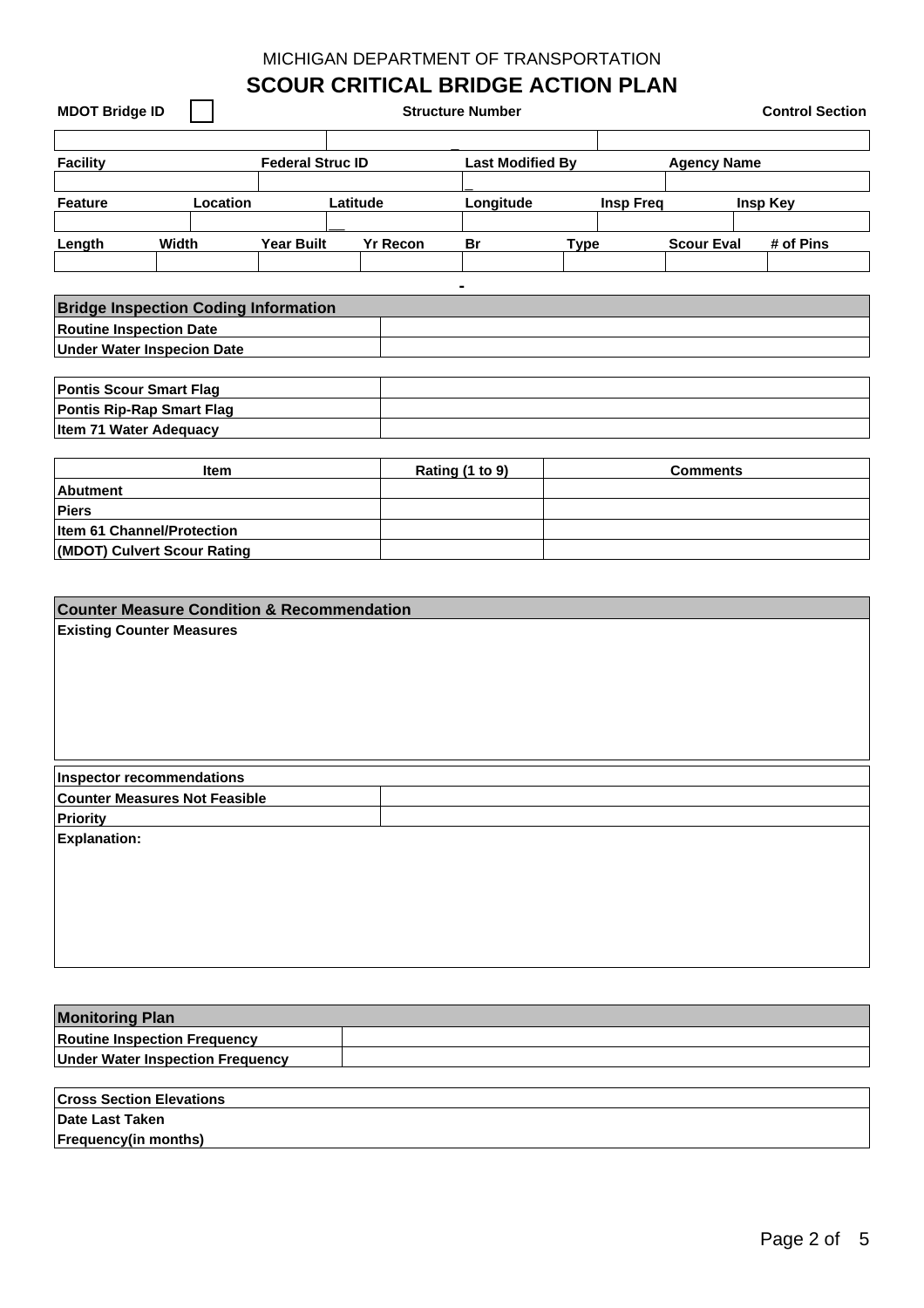MICHIGAN DEPARTMENT OF TRANSPORTATION

# SCOUR CRITICAL BRIDGE ACTION PLAN

| MDOT Bridge ID | | Structure Number | | Control Section |
|---|---|---|---|---|
| | | _ | | |

| Facility | Federal Struc ID | Last Modified By | Agency Name |
|---|---|---|---|
| | | _ | |

| Feature | Location | Latitude | Longitude | Insp Freq | Insp Key |
|---|---|---|---|---|---|
| | | __ | | | |

| Length | Width | Year Built | Yr Recon | Br | Type | Scour Eval | # of Pins |
|---|---|---|---|---|---|---|---|
| | | | | | | | |

-

## Bridge Inspection Coding Information

| | |
|---|---|
| Routine Inspection Date | |
| Under Water Inspecion Date | |

| | |
|---|---|
| Pontis Scour Smart Flag | |
| Pontis Rip-Rap Smart Flag | |
| Item 71 Water Adequacy | |

| Item | Rating (1 to 9) | Comments |
|---|---|---|
| Abutment | | |
| Piers | | |
| Item 61 Channel/Protection | | |
| (MDOT) Culvert Scour Rating | | |

## Counter Measure Condition & Recommendation

**Existing Counter Measures**

**Inspector recommendations**

| | |
|---|---|
| Counter Measures Not Feasible | |
| Priority | |

**Explanation:**

## Monitoring Plan

| | |
|---|---|
| Routine Inspection Frequency | |
| Under Water Inspection Frequency | |

**Cross Section Elevations**

**Date Last Taken**

**Frequency(in months)**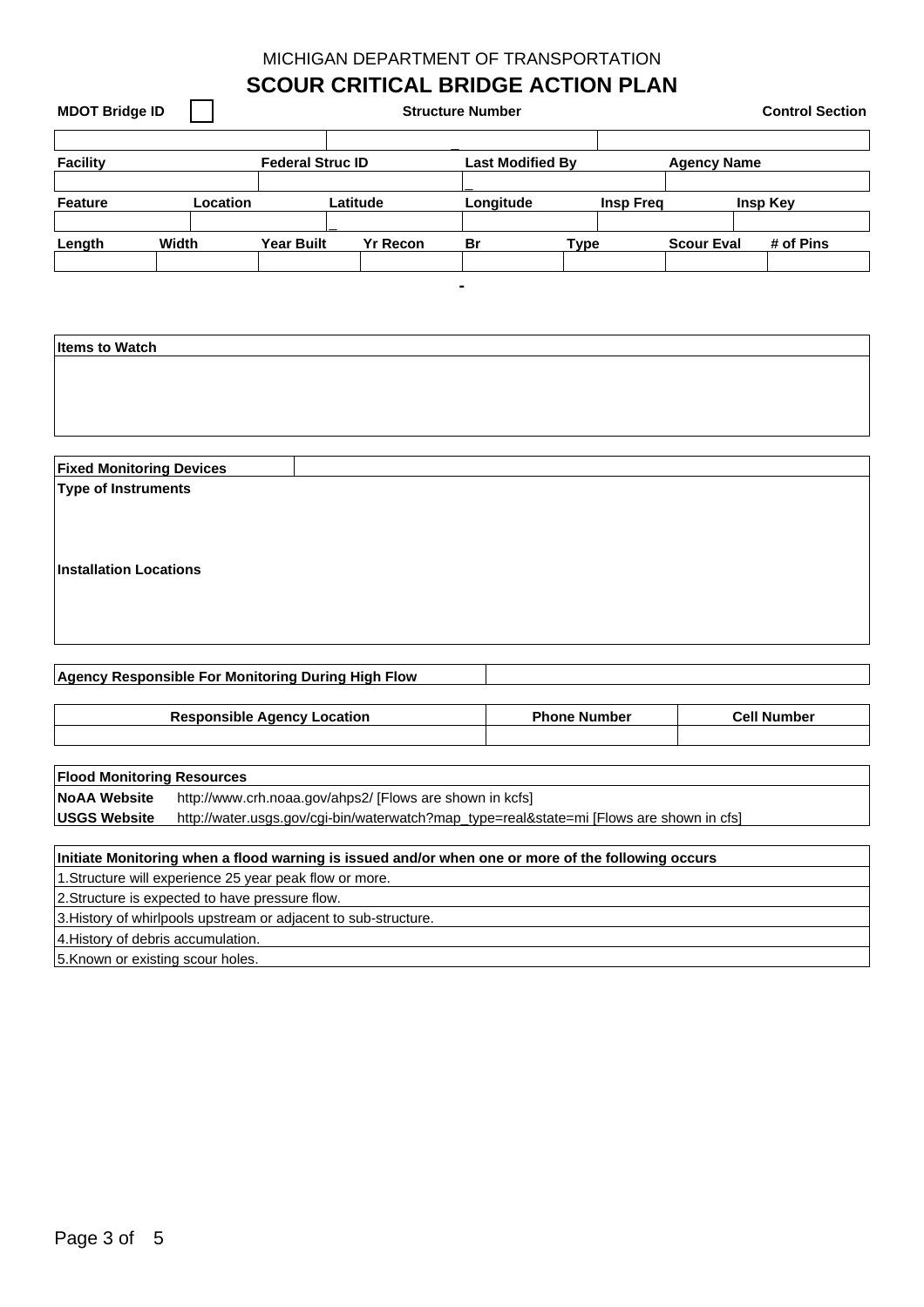MICHIGAN DEPARTMENT OF TRANSPORTATION

# SCOUR CRITICAL BRIDGE ACTION PLAN

| MDOT Bridge ID | | Structure Number | | Control Section |
|---|---|---|---|---|
| | | | | |

| Facility | | Federal Struc ID | | Last Modified By | | Agency Name | |
|---|---|---|---|---|---|---|---|
| | | | | | | | |

| Feature | Location | Latitude | Longitude | Insp Freq | Insp Key |
|---|---|---|---|---|---|
| | | | | | |

| Length | Width | Year Built | Yr Recon | Br | Type | Scour Eval | # of Pins |
|---|---|---|---|---|---|---|---|
| | | | | | | | |

-

| Items to Watch |
|---|
| |

| Fixed Monitoring Devices | |
|---|---|
| **Type of Instruments** | |
| **Installation Locations** | |

| Agency Responsible For Monitoring During High Flow | |
|---|---|
| | |

| Responsible Agency Location | Phone Number | Cell Number |
|---|---|---|
| | | |

| Flood Monitoring Resources | |
|---|---|
| **NoAA Website** | http://www.crh.noaa.gov/ahps2/ [Flows are shown in kcfs] |
| **USGS Website** | http://water.usgs.gov/cgi-bin/waterwatch?map_type=real&state=mi [Flows are shown in cfs] |

| Initiate Monitoring when a flood warning is issued and/or when one or more of the following occurs |
|---|
| 1.Structure will experience 25 year peak flow or more. |
| 2.Structure is expected to have pressure flow. |
| 3.History of whirlpools upstream or adjacent to sub-structure. |
| 4.History of debris accumulation. |
| 5.Known or existing scour holes. |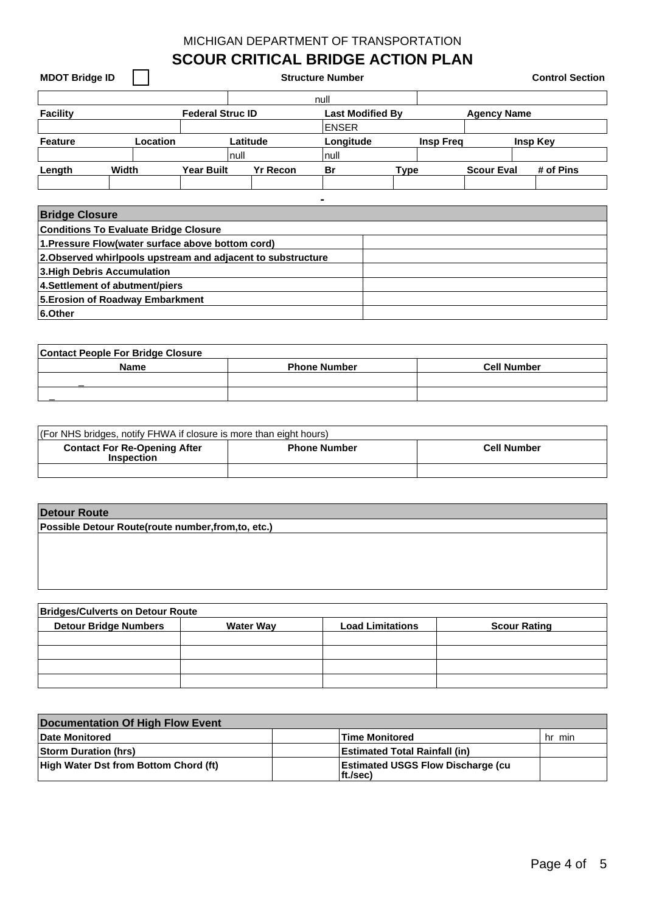MICHIGAN DEPARTMENT OF TRANSPORTATION

# SCOUR CRITICAL BRIDGE ACTION PLAN

| MDOT Bridge ID | | Structure Number | | Control Section | |
|---|---|---|---|---|---|
| | | null | | | |

| Facility | | Federal Struc ID | Last Modified By | Agency Name | |
|---|---|---|---|---|---|
| | | | ENSER | | |

| Feature | Location | Latitude | Longitude | Insp Freq | Insp Key |
|---|---|---|---|---|---|
| | | null | null | | |

| Length | Width | Year Built | Yr Recon | Br | Type | Scour Eval | # of Pins |
|---|---|---|---|---|---|---|---|
| | | | | | | | |

-

## Bridge Closure

| Conditions To Evaluate Bridge Closure | |
|---|---|
| 1.Pressure Flow(water surface above bottom cord) | |
| 2.Observed whirlpools upstream and adjacent to substructure | |
| 3.High Debris Accumulation | |
| 4.Settlement of abutment/piers | |
| 5.Erosion of Roadway Embarkment | |
| 6.Other | |

**Contact People For Bridge Closure**

| Name | Phone Number | Cell Number |
|---|---|---|
| _ | | |
| _ | | |

(For NHS bridges, notify FHWA if closure is more than eight hours)

| Contact For Re-Opening After Inspection | Phone Number | Cell Number |
|---|---|---|
| | | |

## Detour Route

**Possible Detour Route(route number,from,to, etc.)**

**Bridges/Culverts on Detour Route**

| Detour Bridge Numbers | Water Way | Load Limitations | Scour Rating |
|---|---|---|---|
| | | | |
| | | | |
| | | | |
| | | | |

## Documentation Of High Flow Event

| | | | |
|---|---|---|---|
| Date Monitored | | Time Monitored | hr min |
| Storm Duration (hrs) | | Estimated Total Rainfall (in) | |
| High Water Dst from Bottom Chord (ft) | | Estimated USGS Flow Discharge (cu ft./sec) | |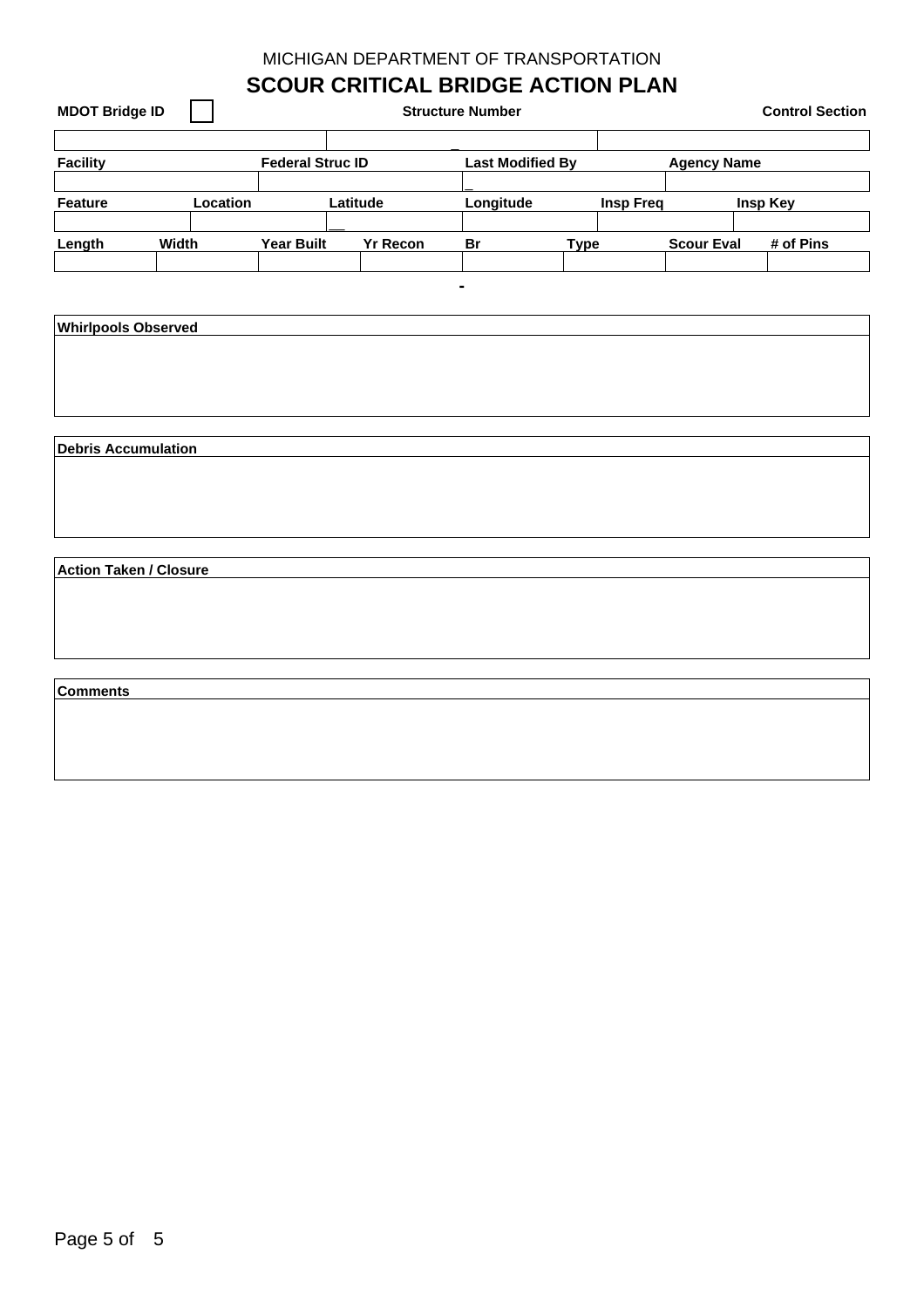MICHIGAN DEPARTMENT OF TRANSPORTATION

# SCOUR CRITICAL BRIDGE ACTION PLAN

| MDOT Bridge ID | Structure Number | Control Section |
|---|---|---|
| | | |

| Facility | Federal Struc ID | Last Modified By | Agency Name |
|---|---|---|---|
| | | | |

| Feature | Location | Latitude | Longitude | Insp Freq | Insp Key |
|---|---|---|---|---|---|
| | | | | | |

| Length | Width | Year Built | Yr Recon | Br | Type | Scour Eval | # of Pins |
|---|---|---|---|---|---|---|---|
| | | | | | | | |

-

**Whirlpools Observed**

**Debris Accumulation**

**Action Taken / Closure**

**Comments**